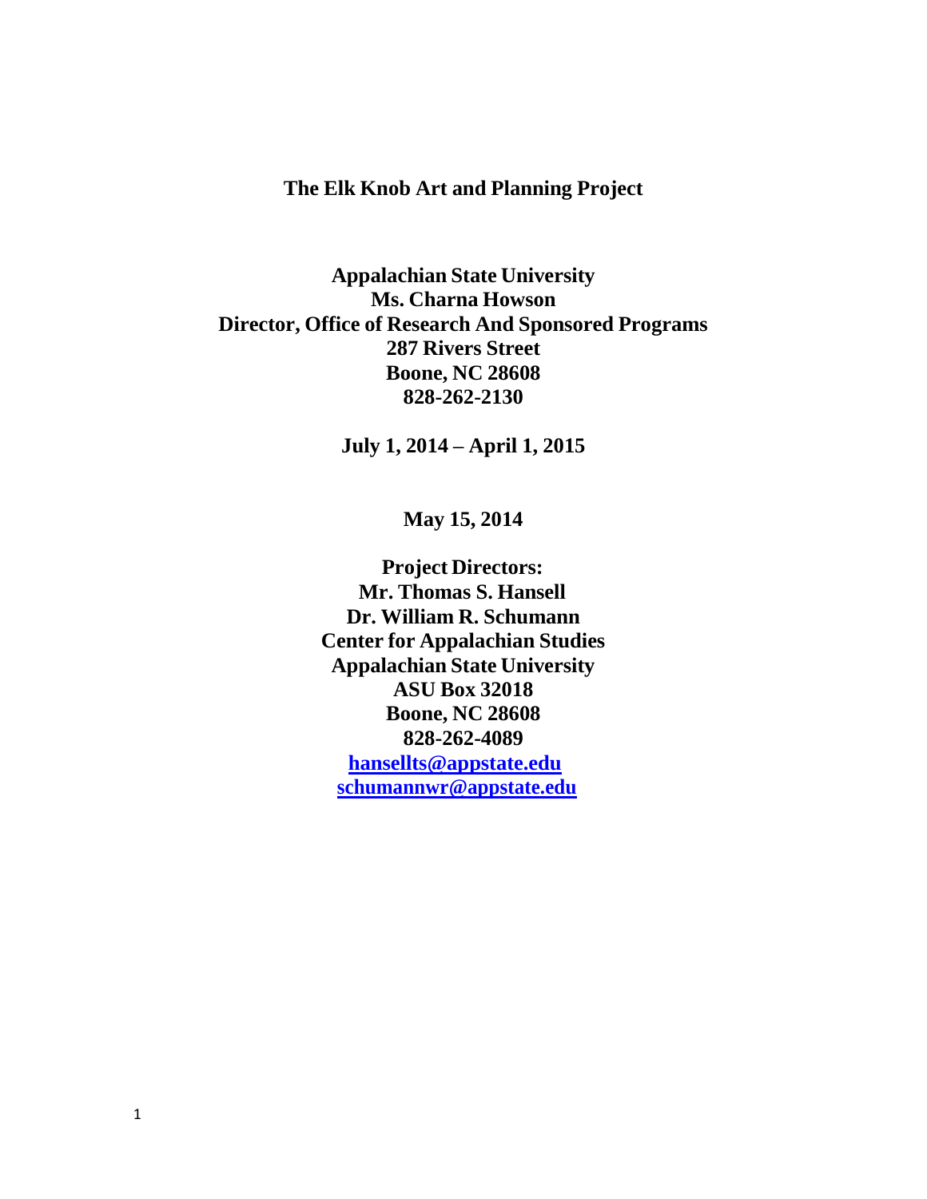# The Elk Knob Art and Planning Project

**Appalachian State University**
**Ms. Charna Howson**
**Director, Office of Research And Sponsored Programs**
**287 Rivers Street**
**Boone, NC 28608**
**828-262-2130**

**July 1, 2014 – April 1, 2015**

**May 15, 2014**

**Project Directors:**
**Mr. Thomas S. Hansell**
**Dr. William R. Schumann**
**Center for Appalachian Studies**
**Appalachian State University**
**ASU Box 32018**
**Boone, NC 28608**
**828-262-4089**
**hansellts@appstate.edu**
**schumannwr@appstate.edu**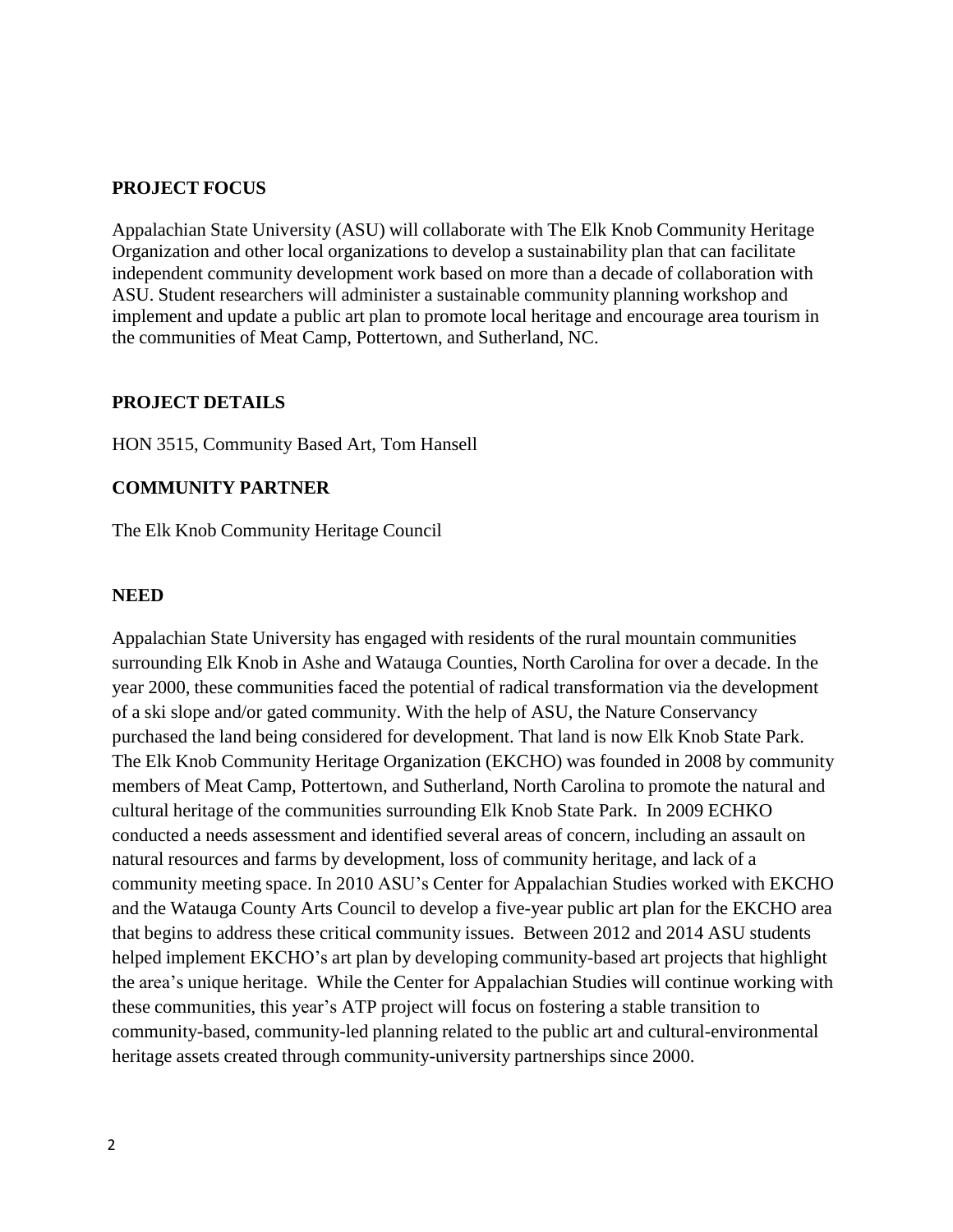## PROJECT FOCUS

Appalachian State University (ASU) will collaborate with The Elk Knob Community Heritage Organization and other local organizations to develop a sustainability plan that can facilitate independent community development work based on more than a decade of collaboration with ASU. Student researchers will administer a sustainable community planning workshop and implement and update a public art plan to promote local heritage and encourage area tourism in the communities of Meat Camp, Pottertown, and Sutherland, NC.

## PROJECT DETAILS

HON 3515, Community Based Art, Tom Hansell

## COMMUNITY PARTNER

The Elk Knob Community Heritage Council

## NEED

Appalachian State University has engaged with residents of the rural mountain communities surrounding Elk Knob in Ashe and Watauga Counties, North Carolina for over a decade. In the year 2000, these communities faced the potential of radical transformation via the development of a ski slope and/or gated community. With the help of ASU, the Nature Conservancy purchased the land being considered for development. That land is now Elk Knob State Park. The Elk Knob Community Heritage Organization (EKCHO) was founded in 2008 by community members of Meat Camp, Pottertown, and Sutherland, North Carolina to promote the natural and cultural heritage of the communities surrounding Elk Knob State Park. In 2009 ECHKO conducted a needs assessment and identified several areas of concern, including an assault on natural resources and farms by development, loss of community heritage, and lack of a community meeting space. In 2010 ASU's Center for Appalachian Studies worked with EKCHO and the Watauga County Arts Council to develop a five-year public art plan for the EKCHO area that begins to address these critical community issues. Between 2012 and 2014 ASU students helped implement EKCHO's art plan by developing community-based art projects that highlight the area's unique heritage. While the Center for Appalachian Studies will continue working with these communities, this year's ATP project will focus on fostering a stable transition to community-based, community-led planning related to the public art and cultural-environmental heritage assets created through community-university partnerships since 2000.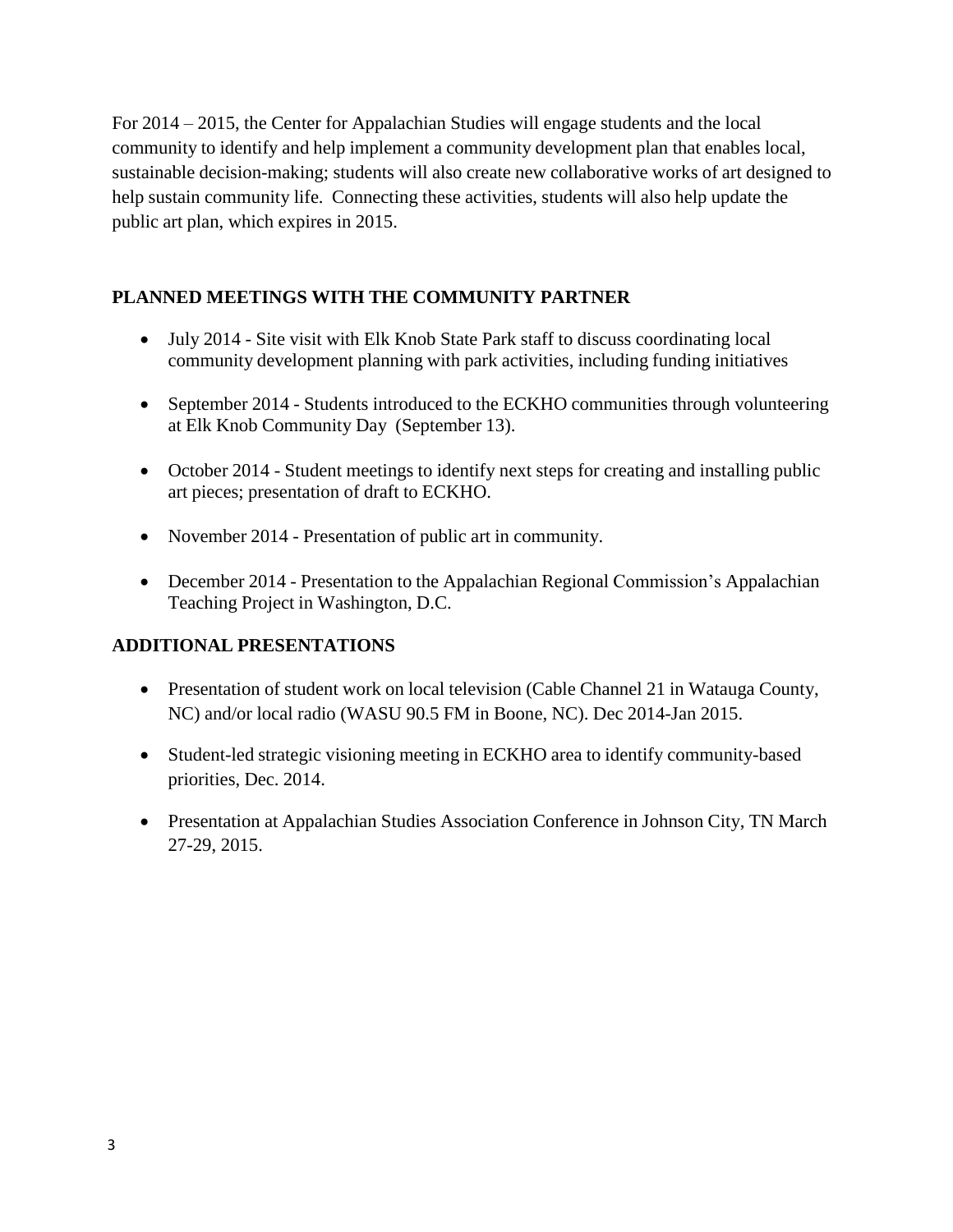For 2014 – 2015, the Center for Appalachian Studies will engage students and the local community to identify and help implement a community development plan that enables local, sustainable decision-making; students will also create new collaborative works of art designed to help sustain community life. Connecting these activities, students will also help update the public art plan, which expires in 2015.

## PLANNED MEETINGS WITH THE COMMUNITY PARTNER

- July 2014 - Site visit with Elk Knob State Park staff to discuss coordinating local community development planning with park activities, including funding initiatives
- September 2014 - Students introduced to the ECKHO communities through volunteering at Elk Knob Community Day (September 13).
- October 2014 - Student meetings to identify next steps for creating and installing public art pieces; presentation of draft to ECKHO.
- November 2014 - Presentation of public art in community.
- December 2014 - Presentation to the Appalachian Regional Commission's Appalachian Teaching Project in Washington, D.C.

## ADDITIONAL PRESENTATIONS

- Presentation of student work on local television (Cable Channel 21 in Watauga County, NC) and/or local radio (WASU 90.5 FM in Boone, NC). Dec 2014-Jan 2015.
- Student-led strategic visioning meeting in ECKHO area to identify community-based priorities, Dec. 2014.
- Presentation at Appalachian Studies Association Conference in Johnson City, TN March 27-29, 2015.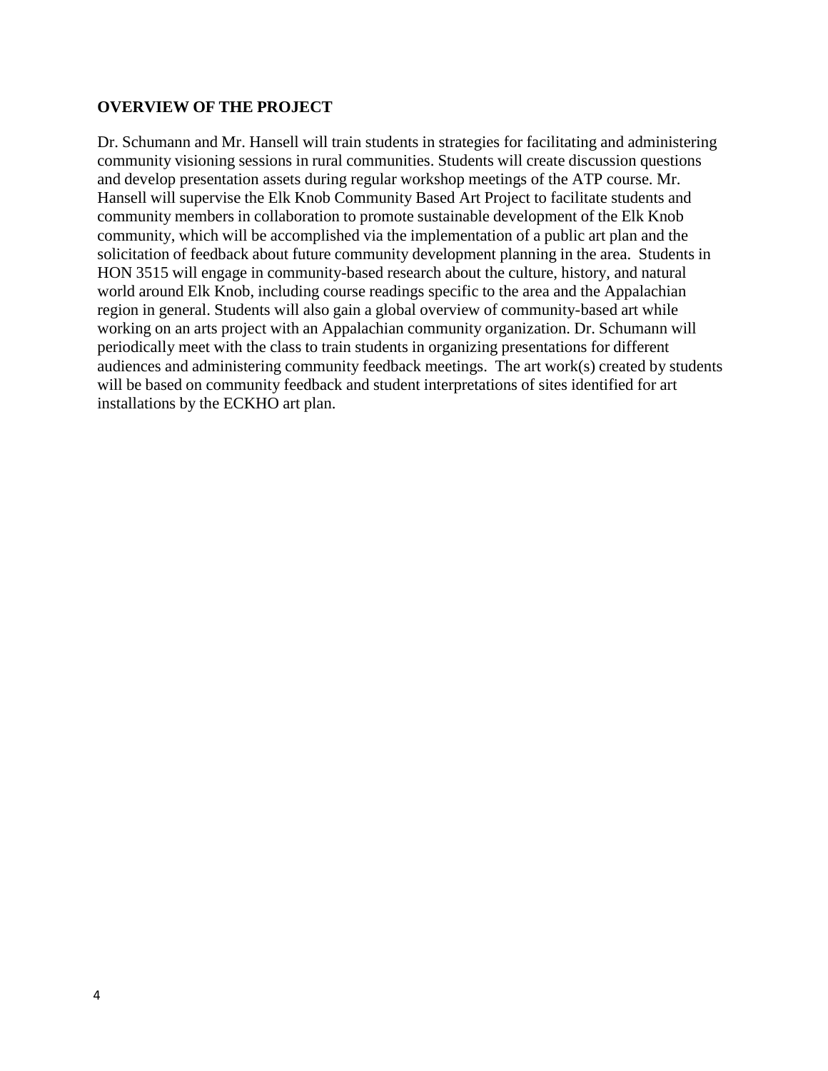**OVERVIEW OF THE PROJECT**

Dr. Schumann and Mr. Hansell will train students in strategies for facilitating and administering community visioning sessions in rural communities. Students will create discussion questions and develop presentation assets during regular workshop meetings of the ATP course. Mr. Hansell will supervise the Elk Knob Community Based Art Project to facilitate students and community members in collaboration to promote sustainable development of the Elk Knob community, which will be accomplished via the implementation of a public art plan and the solicitation of feedback about future community development planning in the area. Students in HON 3515 will engage in community-based research about the culture, history, and natural world around Elk Knob, including course readings specific to the area and the Appalachian region in general. Students will also gain a global overview of community-based art while working on an arts project with an Appalachian community organization. Dr. Schumann will periodically meet with the class to train students in organizing presentations for different audiences and administering community feedback meetings. The art work(s) created by students will be based on community feedback and student interpretations of sites identified for art installations by the ECKHO art plan.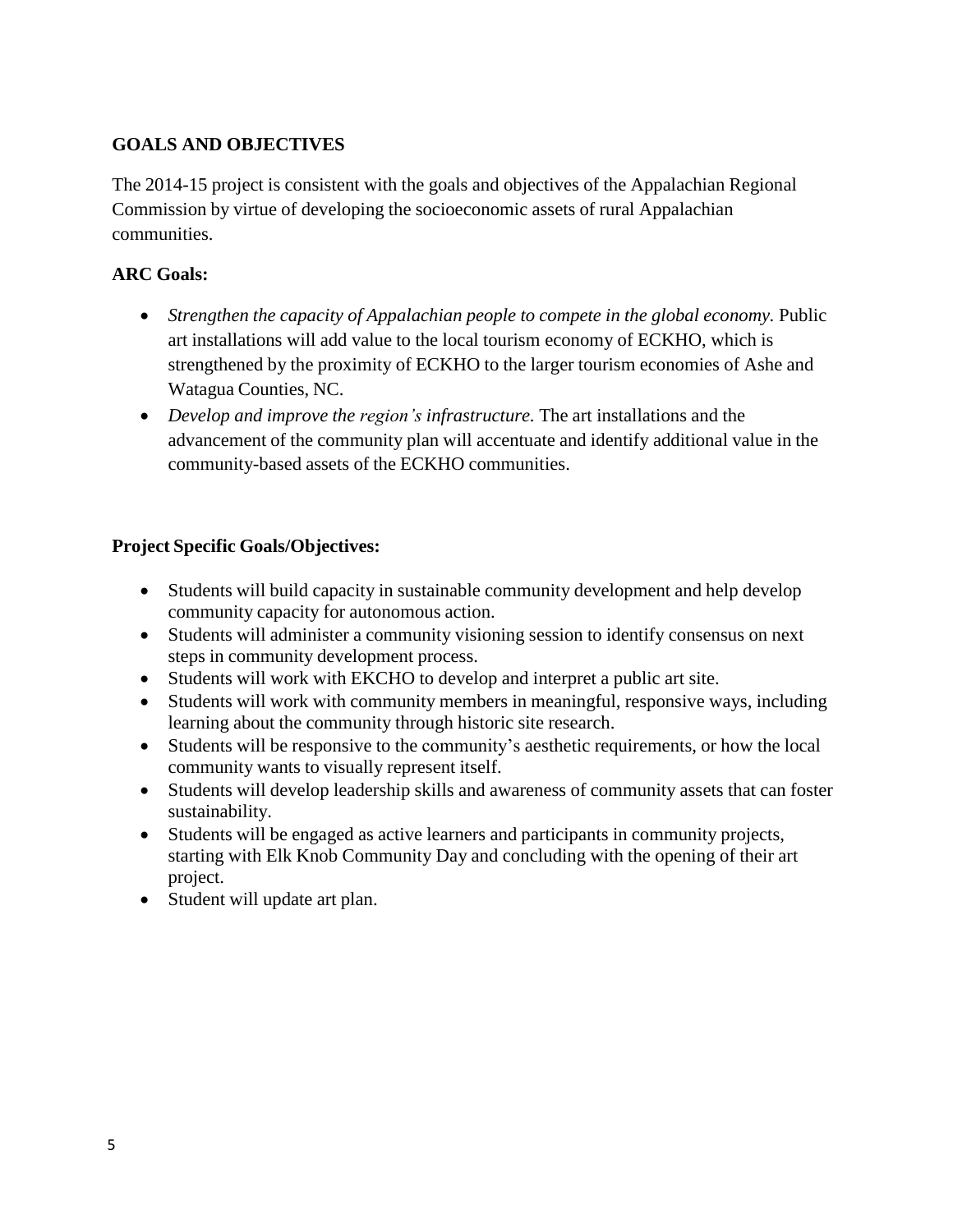## GOALS AND OBJECTIVES

The 2014-15 project is consistent with the goals and objectives of the Appalachian Regional Commission by virtue of developing the socioeconomic assets of rural Appalachian communities.

### ARC Goals:

- *Strengthen the capacity of Appalachian people to compete in the global economy.* Public art installations will add value to the local tourism economy of ECKHO, which is strengthened by the proximity of ECKHO to the larger tourism economies of Ashe and Watagua Counties, NC.
- *Develop and improve the region's infrastructure.* The art installations and the advancement of the community plan will accentuate and identify additional value in the community-based assets of the ECKHO communities.

### Project Specific Goals/Objectives:

- Students will build capacity in sustainable community development and help develop community capacity for autonomous action.
- Students will administer a community visioning session to identify consensus on next steps in community development process.
- Students will work with EKCHO to develop and interpret a public art site.
- Students will work with community members in meaningful, responsive ways, including learning about the community through historic site research.
- Students will be responsive to the community's aesthetic requirements, or how the local community wants to visually represent itself.
- Students will develop leadership skills and awareness of community assets that can foster sustainability.
- Students will be engaged as active learners and participants in community projects, starting with Elk Knob Community Day and concluding with the opening of their art project.
- Student will update art plan.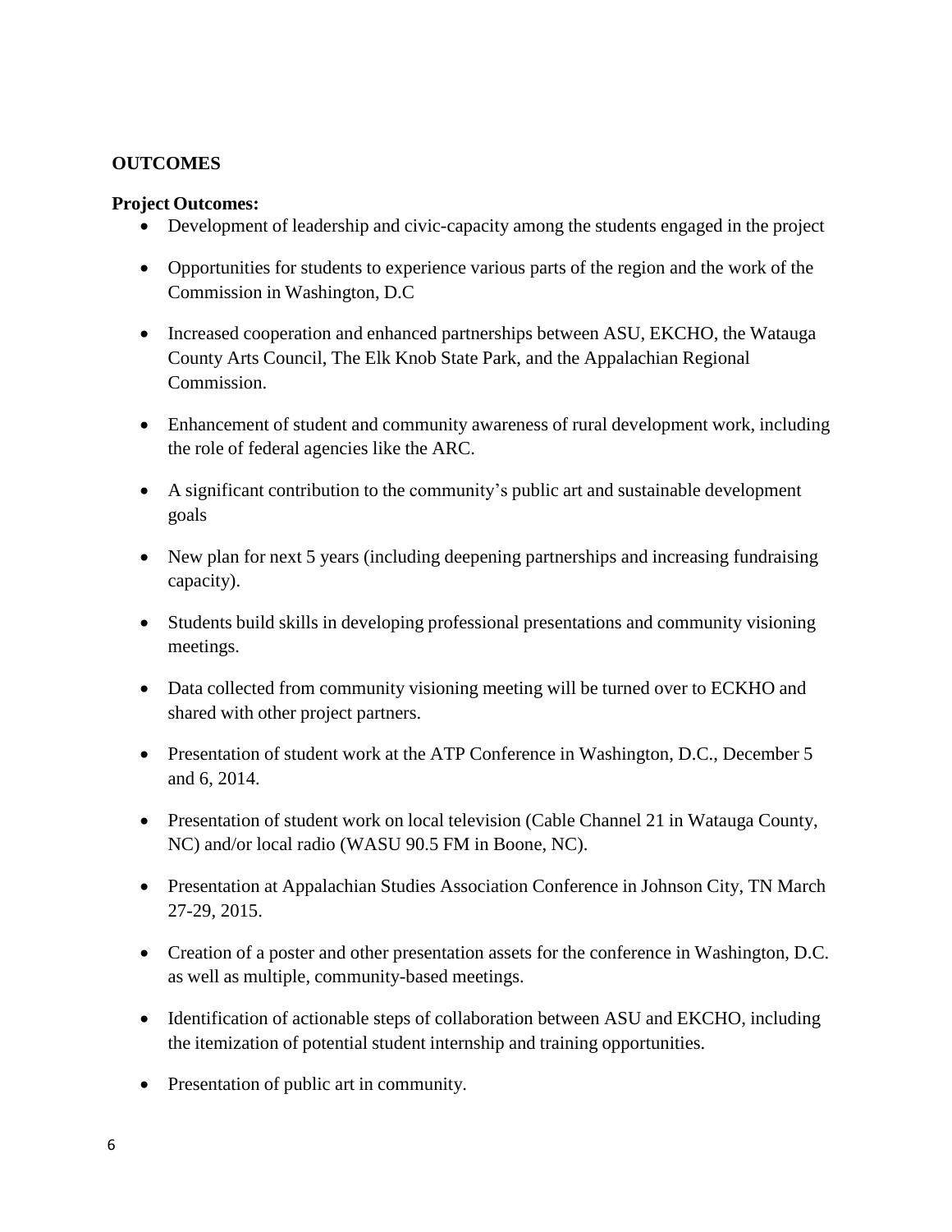## OUTCOMES

**Project Outcomes:**

- Development of leadership and civic-capacity among the students engaged in the project
- Opportunities for students to experience various parts of the region and the work of the Commission in Washington, D.C
- Increased cooperation and enhanced partnerships between ASU, EKCHO, the Watauga County Arts Council, The Elk Knob State Park, and the Appalachian Regional Commission.
- Enhancement of student and community awareness of rural development work, including the role of federal agencies like the ARC.
- A significant contribution to the community's public art and sustainable development goals
- New plan for next 5 years (including deepening partnerships and increasing fundraising capacity).
- Students build skills in developing professional presentations and community visioning meetings.
- Data collected from community visioning meeting will be turned over to ECKHO and shared with other project partners.
- Presentation of student work at the ATP Conference in Washington, D.C., December 5 and 6, 2014.
- Presentation of student work on local television (Cable Channel 21 in Watauga County, NC) and/or local radio (WASU 90.5 FM in Boone, NC).
- Presentation at Appalachian Studies Association Conference in Johnson City, TN March 27-29, 2015.
- Creation of a poster and other presentation assets for the conference in Washington, D.C. as well as multiple, community-based meetings.
- Identification of actionable steps of collaboration between ASU and EKCHO, including the itemization of potential student internship and training opportunities.
- Presentation of public art in community.